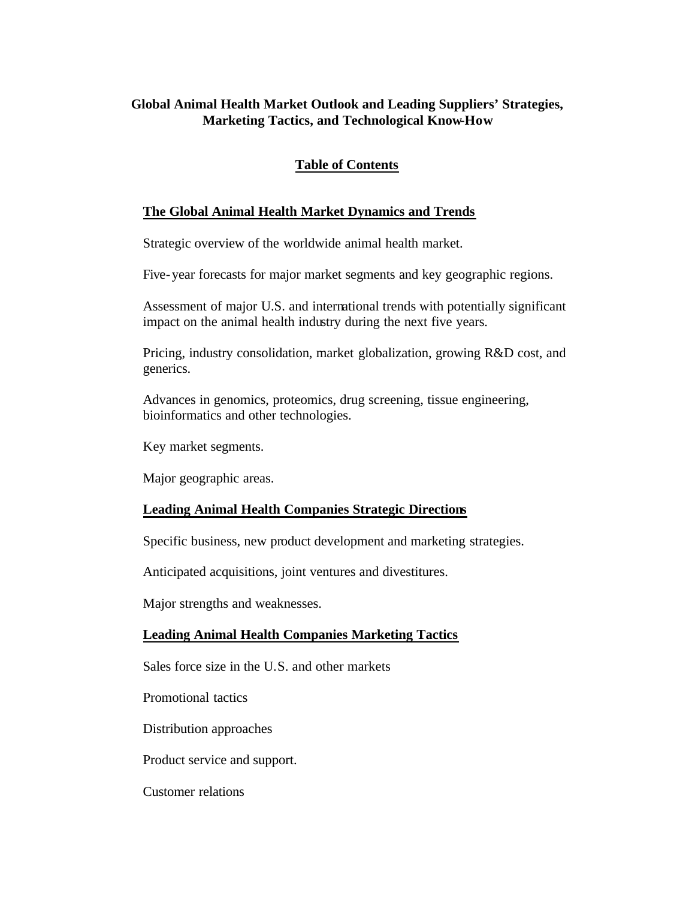**Global Animal Health Market Outlook and Leading Suppliers' Strategies, Marketing Tactics, and Technological Know-How**

# Table of Contents

## The Global Animal Health Market Dynamics and Trends

Strategic overview of the worldwide animal health market.

Five-year forecasts for major market segments and key geographic regions.

Assessment of major U.S. and international trends with potentially significant impact on the animal health industry during the next five years.

Pricing, industry consolidation, market globalization, growing R&D cost, and generics.

Advances in genomics, proteomics, drug screening, tissue engineering, bioinformatics and other technologies.

Key market segments.

Major geographic areas.

## Leading Animal Health Companies Strategic Directions

Specific business, new product development and marketing strategies.

Anticipated acquisitions, joint ventures and divestitures.

Major strengths and weaknesses.

## Leading Animal Health Companies Marketing Tactics

Sales force size in the U.S. and other markets

Promotional tactics

Distribution approaches

Product service and support.

Customer relations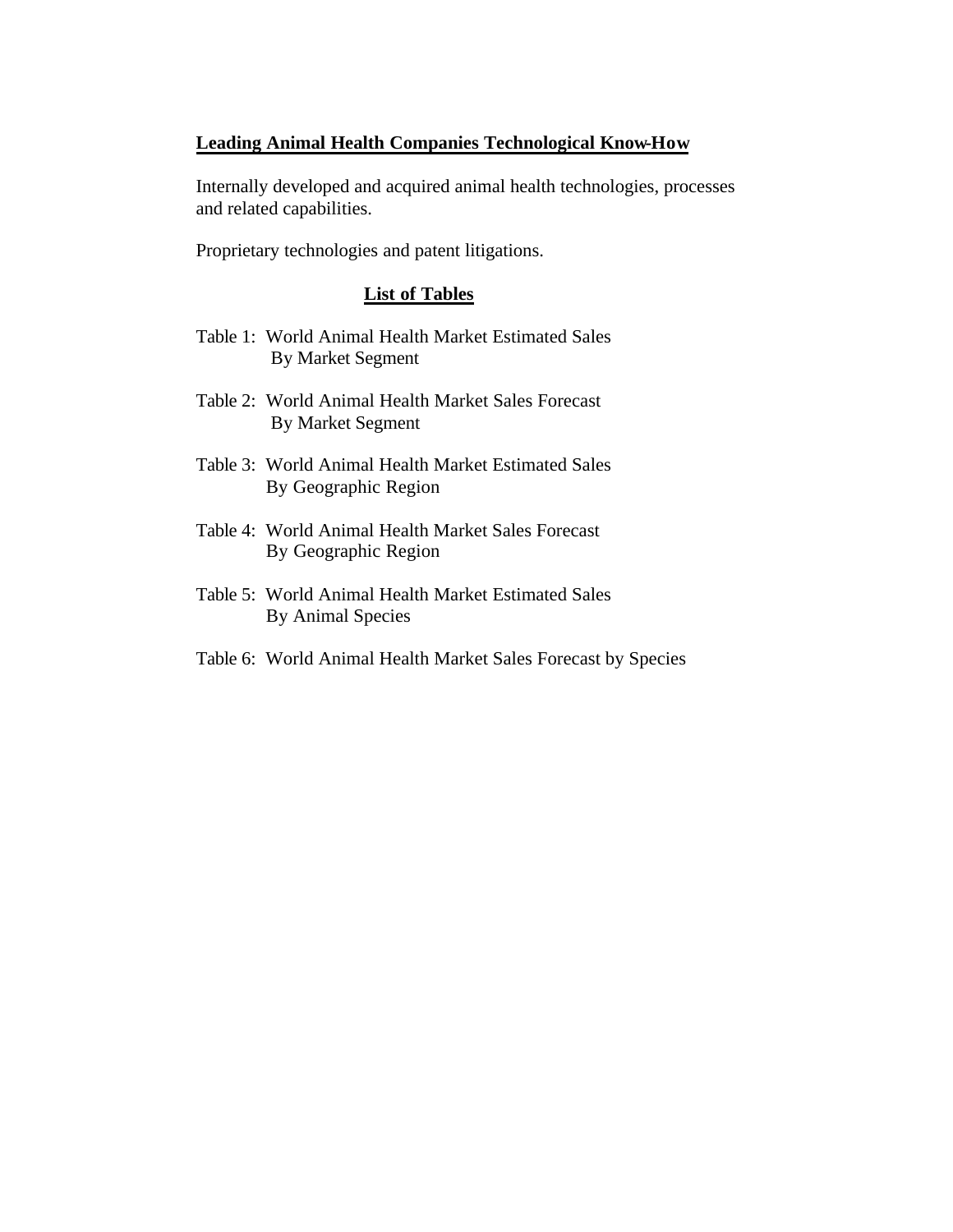**Leading Animal Health Companies Technological Know-How**

Internally developed and acquired animal health technologies, processes and related capabilities.

Proprietary technologies and patent litigations.

## List of Tables

Table 1: World Animal Health Market Estimated Sales By Market Segment

Table 2: World Animal Health Market Sales Forecast By Market Segment

Table 3: World Animal Health Market Estimated Sales By Geographic Region

Table 4: World Animal Health Market Sales Forecast By Geographic Region

Table 5: World Animal Health Market Estimated Sales By Animal Species

Table 6: World Animal Health Market Sales Forecast by Species